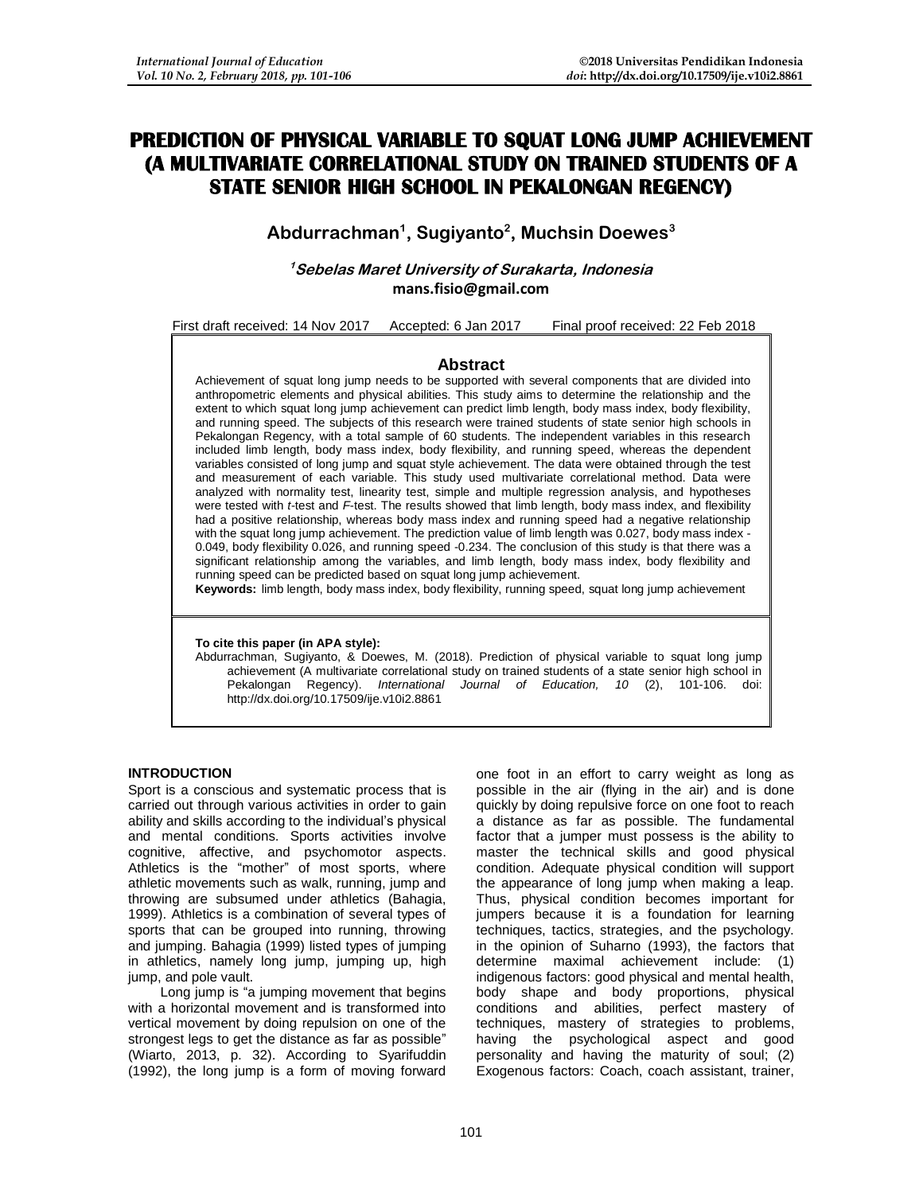# PREDICTION OF PHYSICAL VARIABLE TO SQUAT LONG JUMP ACHIEVEMENT (A MULTIVARIATE CORRELATIONAL STUDY ON TRAINED STUDENTS OF A STATE SENIOR HIGH SCHOOL IN PEKALONGAN REGENCY)

**Abdurrachman[1], Sugiyanto[2], Muchsin Doewes[3]**

***[1]Sebelas Maret University of Surakarta, Indonesia***
**mans.fisio@gmail.com**

First draft received: 14 Nov 2017 Accepted: 6 Jan 2017 Final proof received: 22 Feb 2018

## Abstract

Achievement of squat long jump needs to be supported with several components that are divided into anthropometric elements and physical abilities. This study aims to determine the relationship and the extent to which squat long jump achievement can predict limb length, body mass index, body flexibility, and running speed. The subjects of this research were trained students of state senior high schools in Pekalongan Regency, with a total sample of 60 students. The independent variables in this research included limb length, body mass index, body flexibility, and running speed, whereas the dependent variables consisted of long jump and squat style achievement. The data were obtained through the test and measurement of each variable. This study used multivariate correlational method. Data were analyzed with normality test, linearity test, simple and multiple regression analysis, and hypotheses were tested with *t*-test and *F*-test. The results showed that limb length, body mass index, and flexibility had a positive relationship, whereas body mass index and running speed had a negative relationship with the squat long jump achievement. The prediction value of limb length was 0.027, body mass index -0.049, body flexibility 0.026, and running speed -0.234. The conclusion of this study is that there was a significant relationship among the variables, and limb length, body mass index, body flexibility and running speed can be predicted based on squat long jump achievement.

**Keywords:** limb length, body mass index, body flexibility, running speed, squat long jump achievement

**To cite this paper (in APA style):**
Abdurrachman, Sugiyanto, & Doewes, M. (2018). Prediction of physical variable to squat long jump achievement (A multivariate correlational study on trained students of a state senior high school in Pekalongan Regency). *International Journal of Education, 10* (2), 101-106. doi: http://dx.doi.org/10.17509/ije.v10i2.8861

## INTRODUCTION

Sport is a conscious and systematic process that is carried out through various activities in order to gain ability and skills according to the individual's physical and mental conditions. Sports activities involve cognitive, affective, and psychomotor aspects. Athletics is the "mother" of most sports, where athletic movements such as walk, running, jump and throwing are subsumed under athletics (Bahagia, 1999). Athletics is a combination of several types of sports that can be grouped into running, throwing and jumping. Bahagia (1999) listed types of jumping in athletics, namely long jump, jumping up, high jump, and pole vault.

Long jump is "a jumping movement that begins with a horizontal movement and is transformed into vertical movement by doing repulsion on one of the strongest legs to get the distance as far as possible" (Wiarto, 2013, p. 32). According to Syarifuddin (1992), the long jump is a form of moving forward one foot in an effort to carry weight as long as possible in the air (flying in the air) and is done quickly by doing repulsive force on one foot to reach a distance as far as possible. The fundamental factor that a jumper must possess is the ability to master the technical skills and good physical condition. Adequate physical condition will support the appearance of long jump when making a leap. Thus, physical condition becomes important for jumpers because it is a foundation for learning techniques, tactics, strategies, and the psychology. in the opinion of Suharno (1993), the factors that determine maximal achievement include: (1) indigenous factors: good physical and mental health, body shape and body proportions, physical conditions and abilities, perfect mastery of techniques, mastery of strategies to problems, having the psychological aspect and good personality and having the maturity of soul; (2) Exogenous factors: Coach, coach assistant, trainer,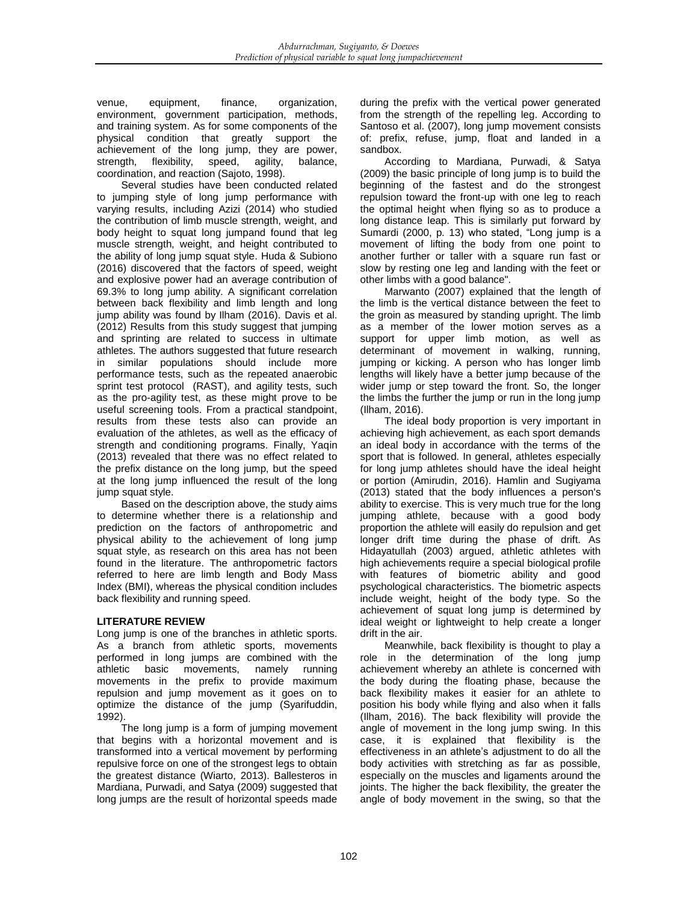venue, equipment, finance, organization, environment, government participation, methods, and training system. As for some components of the physical condition that greatly support the achievement of the long jump, they are power, strength, flexibility, speed, agility, balance, coordination, and reaction (Sajoto, 1998).

Several studies have been conducted related to jumping style of long jump performance with varying results, including Azizi (2014) who studied the contribution of limb muscle strength, weight, and body height to squat long jumpand found that leg muscle strength, weight, and height contributed to the ability of long jump squat style. Huda & Subiono (2016) discovered that the factors of speed, weight and explosive power had an average contribution of 69.3% to long jump ability. A significant correlation between back flexibility and limb length and long jump ability was found by Ilham (2016). Davis et al. (2012) Results from this study suggest that jumping and sprinting are related to success in ultimate athletes. The authors suggested that future research in similar populations should include more performance tests, such as the repeated anaerobic sprint test protocol (RAST), and agility tests, such as the pro-agility test, as these might prove to be useful screening tools. From a practical standpoint, results from these tests also can provide an evaluation of the athletes, as well as the efficacy of strength and conditioning programs. Finally, Yaqin (2013) revealed that there was no effect related to the prefix distance on the long jump, but the speed at the long jump influenced the result of the long jump squat style.

Based on the description above, the study aims to determine whether there is a relationship and prediction on the factors of anthropometric and physical ability to the achievement of long jump squat style, as research on this area has not been found in the literature. The anthropometric factors referred to here are limb length and Body Mass Index (BMI), whereas the physical condition includes back flexibility and running speed.

## LITERATURE REVIEW

Long jump is one of the branches in athletic sports. As a branch from athletic sports, movements performed in long jumps are combined with the athletic basic movements, namely running movements in the prefix to provide maximum repulsion and jump movement as it goes on to optimize the distance of the jump (Syarifuddin, 1992).

The long jump is a form of jumping movement that begins with a horizontal movement and is transformed into a vertical movement by performing repulsive force on one of the strongest legs to obtain the greatest distance (Wiarto, 2013). Ballesteros in Mardiana, Purwadi, and Satya (2009) suggested that long jumps are the result of horizontal speeds made during the prefix with the vertical power generated from the strength of the repelling leg. According to Santoso et al. (2007), long jump movement consists of: prefix, refuse, jump, float and landed in a sandbox.

According to Mardiana, Purwadi, & Satya (2009) the basic principle of long jump is to build the beginning of the fastest and do the strongest repulsion toward the front-up with one leg to reach the optimal height when flying so as to produce a long distance leap. This is similarly put forward by Sumardi (2000, p. 13) who stated, "Long jump is a movement of lifting the body from one point to another further or taller with a square run fast or slow by resting one leg and landing with the feet or other limbs with a good balance".

Marwanto (2007) explained that the length of the limb is the vertical distance between the feet to the groin as measured by standing upright. The limb as a member of the lower motion serves as a support for upper limb motion, as well as determinant of movement in walking, running, jumping or kicking. A person who has longer limb lengths will likely have a better jump because of the wider jump or step toward the front. So, the longer the limbs the further the jump or run in the long jump (Ilham, 2016).

The ideal body proportion is very important in achieving high achievement, as each sport demands an ideal body in accordance with the terms of the sport that is followed. In general, athletes especially for long jump athletes should have the ideal height or portion (Amirudin, 2016). Hamlin and Sugiyama (2013) stated that the body influences a person's ability to exercise. This is very much true for the long jumping athlete, because with a good body proportion the athlete will easily do repulsion and get longer drift time during the phase of drift. As Hidayatullah (2003) argued, athletic athletes with high achievements require a special biological profile with features of biometric ability and good psychological characteristics. The biometric aspects include weight, height of the body type. So the achievement of squat long jump is determined by ideal weight or lightweight to help create a longer drift in the air.

Meanwhile, back flexibility is thought to play a role in the determination of the long jump achievement whereby an athlete is concerned with the body during the floating phase, because the back flexibility makes it easier for an athlete to position his body while flying and also when it falls (Ilham, 2016). The back flexibility will provide the angle of movement in the long jump swing. In this case, it is explained that flexibility is the effectiveness in an athlete's adjustment to do all the body activities with stretching as far as possible, especially on the muscles and ligaments around the joints. The higher the back flexibility, the greater the angle of body movement in the swing, so that the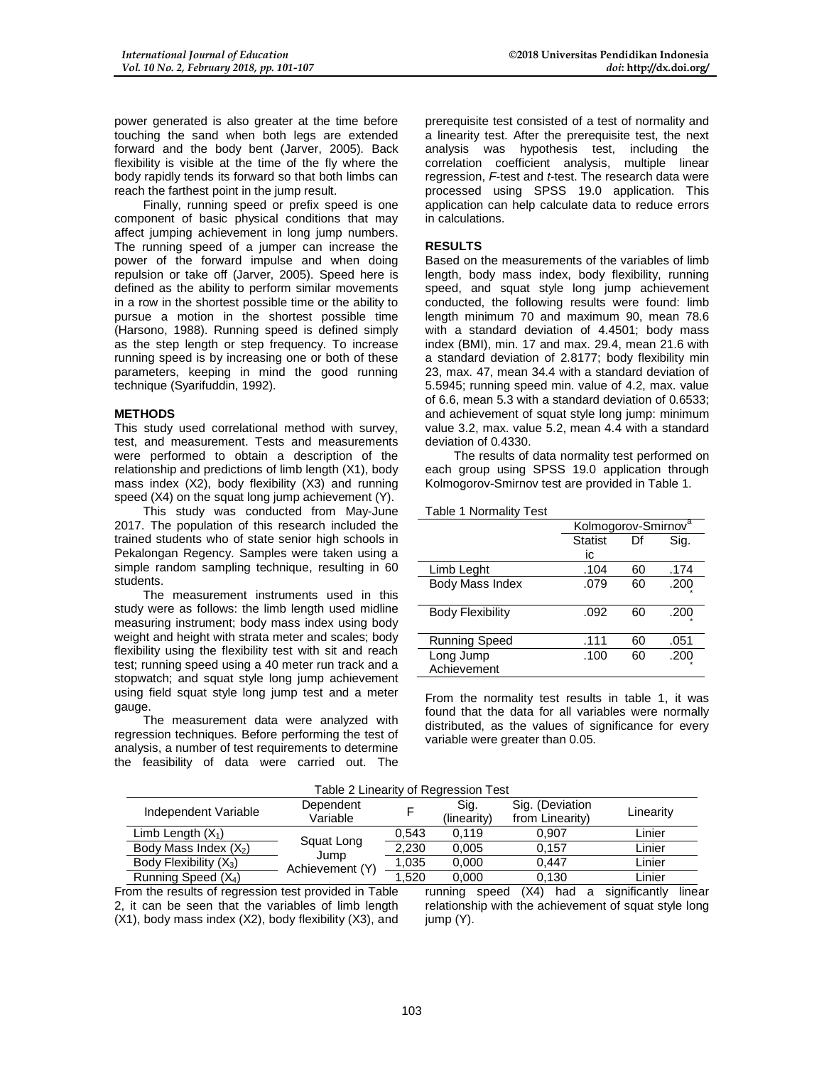power generated is also greater at the time before touching the sand when both legs are extended forward and the body bent (Jarver, 2005). Back flexibility is visible at the time of the fly where the body rapidly tends its forward so that both limbs can reach the farthest point in the jump result.

Finally, running speed or prefix speed is one component of basic physical conditions that may affect jumping achievement in long jump numbers. The running speed of a jumper can increase the power of the forward impulse and when doing repulsion or take off (Jarver, 2005). Speed here is defined as the ability to perform similar movements in a row in the shortest possible time or the ability to pursue a motion in the shortest possible time (Harsono, 1988). Running speed is defined simply as the step length or step frequency. To increase running speed is by increasing one or both of these parameters, keeping in mind the good running technique (Syarifuddin, 1992).

## METHODS

This study used correlational method with survey, test, and measurement. Tests and measurements were performed to obtain a description of the relationship and predictions of limb length (X1), body mass index (X2), body flexibility (X3) and running speed (X4) on the squat long jump achievement (Y).

This study was conducted from May-June 2017. The population of this research included the trained students who of state senior high schools in Pekalongan Regency. Samples were taken using a simple random sampling technique, resulting in 60 students.

The measurement instruments used in this study were as follows: the limb length used midline measuring instrument; body mass index using body weight and height with strata meter and scales; body flexibility using the flexibility test with sit and reach test; running speed using a 40 meter run track and a stopwatch; and squat style long jump achievement using field squat style long jump test and a meter gauge.

The measurement data were analyzed with regression techniques. Before performing the test of analysis, a number of test requirements to determine the feasibility of data were carried out. The prerequisite test consisted of a test of normality and a linearity test. After the prerequisite test, the next analysis was hypothesis test, including the correlation coefficient analysis, multiple linear regression, *F*-test and *t*-test. The research data were processed using SPSS 19.0 application. This application can help calculate data to reduce errors in calculations.

## RESULTS

Based on the measurements of the variables of limb length, body mass index, body flexibility, running speed, and squat style long jump achievement conducted, the following results were found: limb length minimum 70 and maximum 90, mean 78.6 with a standard deviation of 4.4501; body mass index (BMI), min. 17 and max. 29.4, mean 21.6 with a standard deviation of 2.8177; body flexibility min 23, max. 47, mean 34.4 with a standard deviation of 5.5945; running speed min. value of 4.2, max. value of 6.6, mean 5.3 with a standard deviation of 0.6533; and achievement of squat style long jump: minimum value 3.2, max. value 5.2, mean 4.4 with a standard deviation of 0.4330.

The results of data normality test performed on each group using SPSS 19.0 application through Kolmogorov-Smirnov test are provided in Table 1.

Table 1 Normality Test

| | Kolmogorov-Smirnov[a] | | |
|---|---|---|---|
| | Statistic | Df | Sig. |
| Limb Leght | .104 | 60 | .174 |
| Body Mass Index | .079 | 60 | .200* |
| Body Flexibility | .092 | 60 | .200* |
| Running Speed | .111 | 60 | .051 |
| Long Jump Achievement | .100 | 60 | .200* |

From the normality test results in table 1, it was found that the data for all variables were normally distributed, as the values of significance for every variable were greater than 0.05.

Table 2 Linearity of Regression Test

| Independent Variable | Dependent Variable | F | Sig. (linearity) | Sig. (Deviation from Linearity) | Linearity |
|---|---|---|---|---|---|
| Limb Length ($X_1$) | Squat Long Jump Achievement (Y) | 0,543 | 0,119 | 0,907 | Linier |
| Body Mass Index ($X_2$) | | 2,230 | 0,005 | 0,157 | Linier |
| Body Flexibility ($X_3$) | | 1,035 | 0,000 | 0,447 | Linier |
| Running Speed ($X_4$) | | 1,520 | 0,000 | 0,130 | Linier |

From the results of regression test provided in Table 2, it can be seen that the variables of limb length (X1), body mass index (X2), body flexibility (X3), and running speed (X4) had a significantly linear relationship with the achievement of squat style long jump (Y).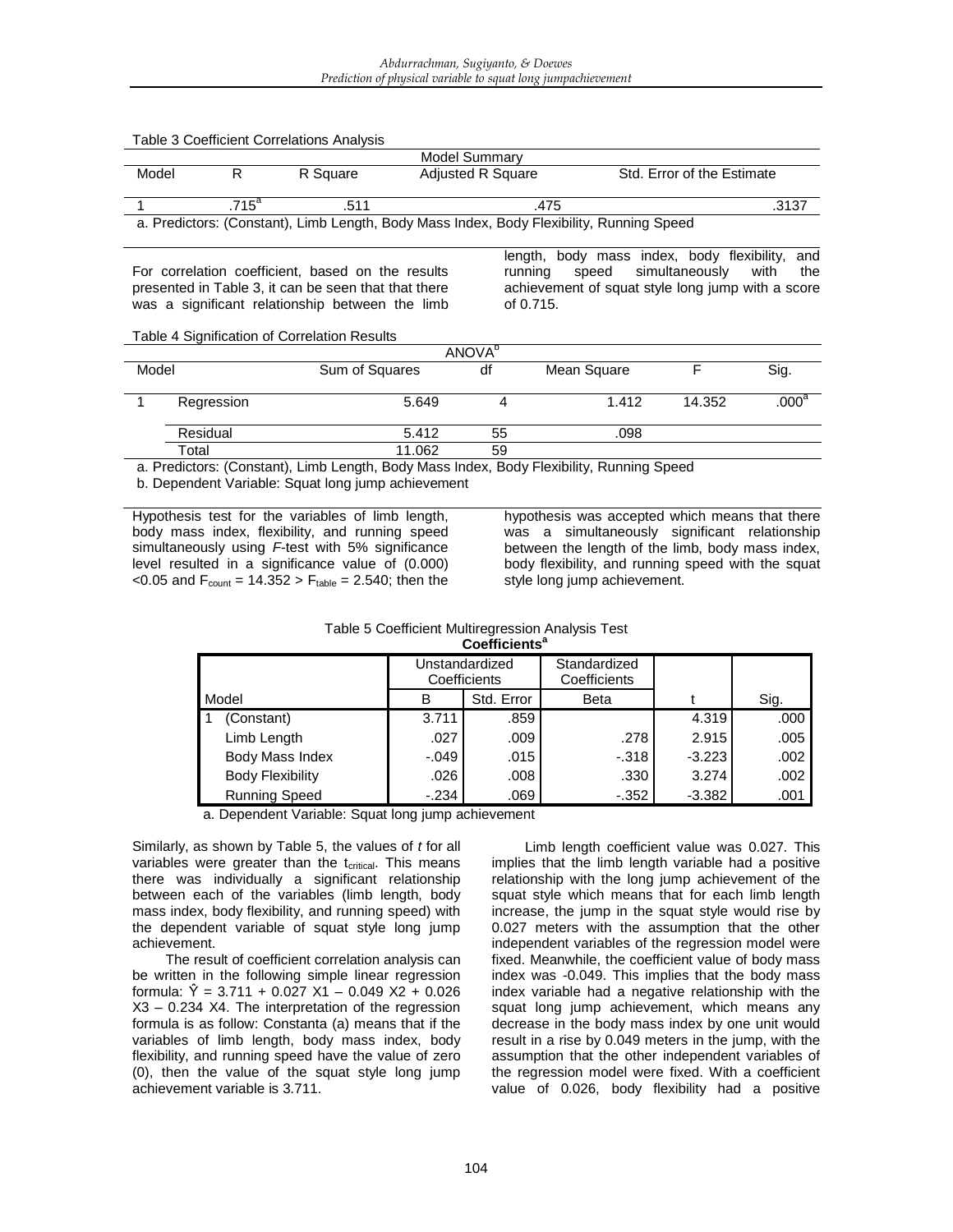Table 3 Coefficient Correlations Analysis

| Model Summary | | | | |
|---|---|---|---|---|
| Model | R | R Square | Adjusted R Square | Std. Error of the Estimate |
| 1 | .715[a] | .511 | .475 | .3137 |

a. Predictors: (Constant), Limb Length, Body Mass Index, Body Flexibility, Running Speed

For correlation coefficient, based on the results presented in Table 3, it can be seen that that there was a significant relationship between the limb length, body mass index, body flexibility, and running speed simultaneously with the achievement of squat style long jump with a score of 0.715.

Table 4 Signification of Correlation Results

| ANOVA[b] | | | | | | |
|---|---|---|---|---|---|---|
| Model | | Sum of Squares | df | Mean Square | F | Sig. |
| 1 | Regression | 5.649 | 4 | 1.412 | 14.352 | .000[a] |
| | Residual | 5.412 | 55 | .098 | | |
| | Total | 11.062 | 59 | | | |

a. Predictors: (Constant), Limb Length, Body Mass Index, Body Flexibility, Running Speed

b. Dependent Variable: Squat long jump achievement

Hypothesis test for the variables of limb length, body mass index, flexibility, and running speed simultaneously using *F*-test with 5% significance level resulted in a significance value of (0.000) <0.05 and $F_{count} = 14.352 > F_{table} = 2.540$; then the hypothesis was accepted which means that there was a simultaneously significant relationship between the length of the limb, body mass index, body flexibility, and running speed with the squat style long jump achievement.

Table 5 Coefficient Multiregression Analysis Test

| Coefficients[a] | | | | | | |
|---|---|---|---|---|---|---|
| | | Unstandardized Coefficients | | Standardized Coefficients | | |
| Model | | B | Std. Error | Beta | t | Sig. |
| 1 | (Constant) | 3.711 | .859 | | 4.319 | .000 |
| | Limb Length | .027 | .009 | .278 | 2.915 | .005 |
| | Body Mass Index | -.049 | .015 | -.318 | -3.223 | .002 |
| | Body Flexibility | .026 | .008 | .330 | 3.274 | .002 |
| | Running Speed | -.234 | .069 | -.352 | -3.382 | .001 |

a. Dependent Variable: Squat long jump achievement

Similarly, as shown by Table 5, the values of *t* for all variables were greater than the $t_{critical}$. This means there was individually a significant relationship between each of the variables (limb length, body mass index, body flexibility, and running speed) with the dependent variable of squat style long jump achievement.

The result of coefficient correlation analysis can be written in the following simple linear regression formula: $\hat{Y} = 3.711 + 0.027\ X1 - 0.049\ X2 + 0.026\ X3 - 0.234\ X4$. The interpretation of the regression formula is as follow: Constanta (a) means that if the variables of limb length, body mass index, body flexibility, and running speed have the value of zero (0), then the value of the squat style long jump achievement variable is 3.711.

Limb length coefficient value was 0.027. This implies that the limb length variable had a positive relationship with the long jump achievement of the squat style which means that for each limb length increase, the jump in the squat style would rise by 0.027 meters with the assumption that the other independent variables of the regression model were fixed. Meanwhile, the coefficient value of body mass index was -0.049. This implies that the body mass index variable had a negative relationship with the squat long jump achievement, which means any decrease in the body mass index by one unit would result in a rise by 0.049 meters in the jump, with the assumption that the other independent variables of the regression model were fixed. With a coefficient value of 0.026, body flexibility had a positive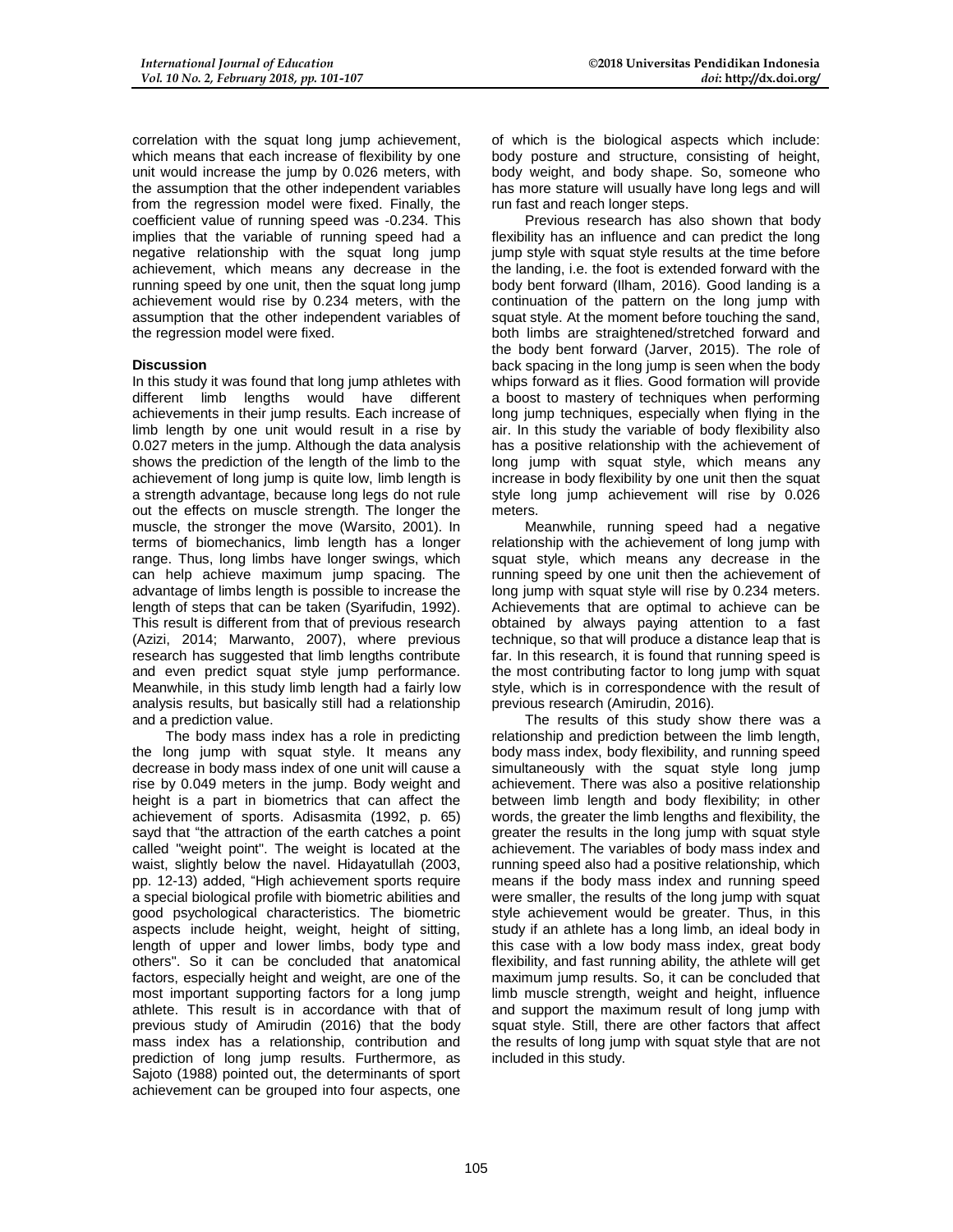correlation with the squat long jump achievement, which means that each increase of flexibility by one unit would increase the jump by 0.026 meters, with the assumption that the other independent variables from the regression model were fixed. Finally, the coefficient value of running speed was -0.234. This implies that the variable of running speed had a negative relationship with the squat long jump achievement, which means any decrease in the running speed by one unit, then the squat long jump achievement would rise by 0.234 meters, with the assumption that the other independent variables of the regression model were fixed.

**Discussion**

In this study it was found that long jump athletes with different limb lengths would have different achievements in their jump results. Each increase of limb length by one unit would result in a rise by 0.027 meters in the jump. Although the data analysis shows the prediction of the length of the limb to the achievement of long jump is quite low, limb length is a strength advantage, because long legs do not rule out the effects on muscle strength. The longer the muscle, the stronger the move (Warsito, 2001). In terms of biomechanics, limb length has a longer range. Thus, long limbs have longer swings, which can help achieve maximum jump spacing. The advantage of limbs length is possible to increase the length of steps that can be taken (Syarifudin, 1992). This result is different from that of previous research (Azizi, 2014; Marwanto, 2007), where previous research has suggested that limb lengths contribute and even predict squat style jump performance. Meanwhile, in this study limb length had a fairly low analysis results, but basically still had a relationship and a prediction value.

The body mass index has a role in predicting the long jump with squat style. It means any decrease in body mass index of one unit will cause a rise by 0.049 meters in the jump. Body weight and height is a part in biometrics that can affect the achievement of sports. Adisasmita (1992, p. 65) sayd that "the attraction of the earth catches a point called "weight point". The weight is located at the waist, slightly below the navel. Hidayatullah (2003, pp. 12-13) added, "High achievement sports require a special biological profile with biometric abilities and good psychological characteristics. The biometric aspects include height, weight, height of sitting, length of upper and lower limbs, body type and others". So it can be concluded that anatomical factors, especially height and weight, are one of the most important supporting factors for a long jump athlete. This result is in accordance with that of previous study of Amirudin (2016) that the body mass index has a relationship, contribution and prediction of long jump results. Furthermore, as Sajoto (1988) pointed out, the determinants of sport achievement can be grouped into four aspects, one of which is the biological aspects which include: body posture and structure, consisting of height, body weight, and body shape. So, someone who has more stature will usually have long legs and will run fast and reach longer steps.

Previous research has also shown that body flexibility has an influence and can predict the long jump style with squat style results at the time before the landing, i.e. the foot is extended forward with the body bent forward (Ilham, 2016). Good landing is a continuation of the pattern on the long jump with squat style. At the moment before touching the sand, both limbs are straightened/stretched forward and the body bent forward (Jarver, 2015). The role of back spacing in the long jump is seen when the body whips forward as it flies. Good formation will provide a boost to mastery of techniques when performing long jump techniques, especially when flying in the air. In this study the variable of body flexibility also has a positive relationship with the achievement of long jump with squat style, which means any increase in body flexibility by one unit then the squat style long jump achievement will rise by 0.026 meters.

Meanwhile, running speed had a negative relationship with the achievement of long jump with squat style, which means any decrease in the running speed by one unit then the achievement of long jump with squat style will rise by 0.234 meters. Achievements that are optimal to achieve can be obtained by always paying attention to a fast technique, so that will produce a distance leap that is far. In this research, it is found that running speed is the most contributing factor to long jump with squat style, which is in correspondence with the result of previous research (Amirudin, 2016).

The results of this study show there was a relationship and prediction between the limb length, body mass index, body flexibility, and running speed simultaneously with the squat style long jump achievement. There was also a positive relationship between limb length and body flexibility; in other words, the greater the limb lengths and flexibility, the greater the results in the long jump with squat style achievement. The variables of body mass index and running speed also had a positive relationship, which means if the body mass index and running speed were smaller, the results of the long jump with squat style achievement would be greater. Thus, in this study if an athlete has a long limb, an ideal body in this case with a low body mass index, great body flexibility, and fast running ability, the athlete will get maximum jump results. So, it can be concluded that limb muscle strength, weight and height, influence and support the maximum result of long jump with squat style. Still, there are other factors that affect the results of long jump with squat style that are not included in this study.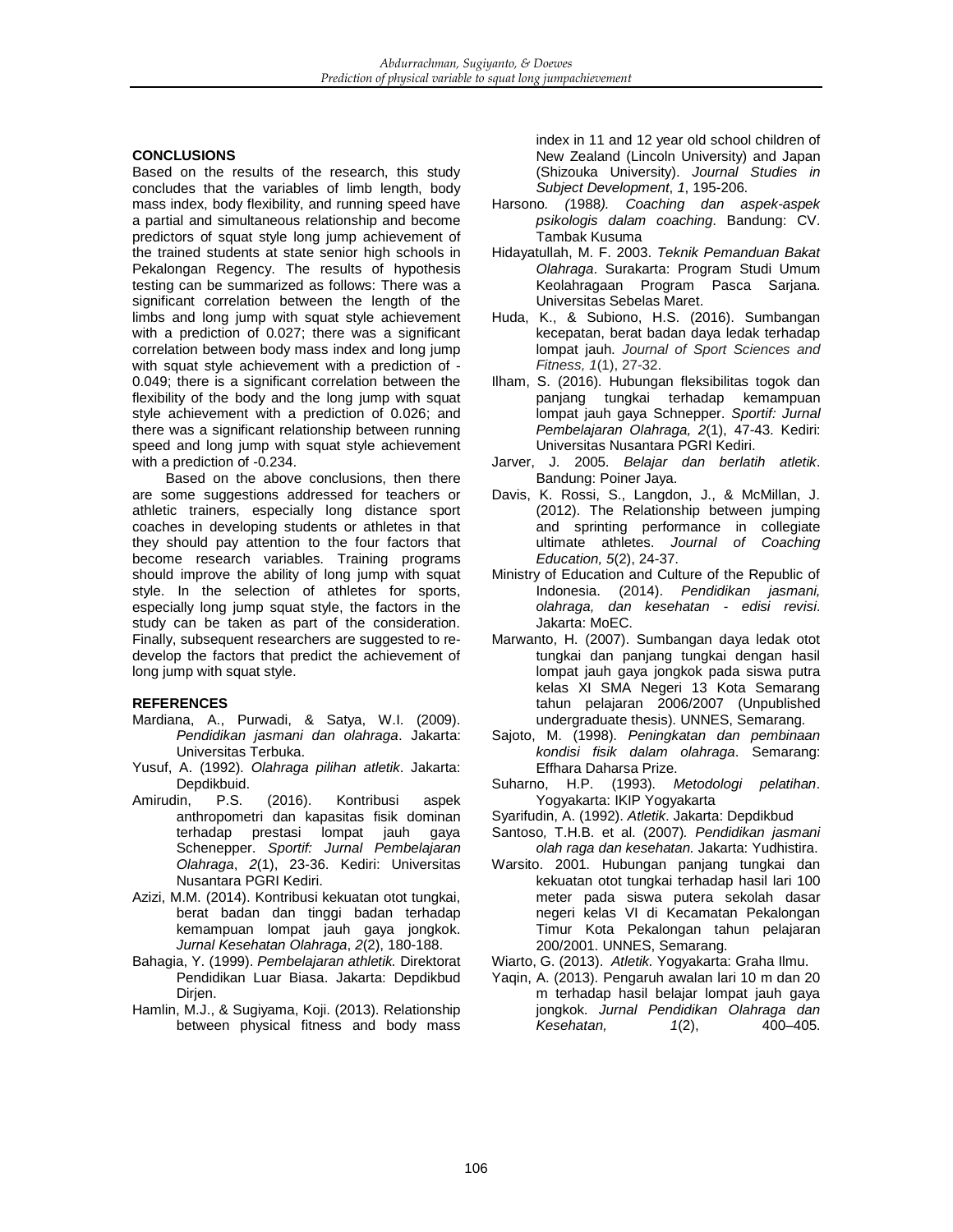## CONCLUSIONS

Based on the results of the research, this study concludes that the variables of limb length, body mass index, body flexibility, and running speed have a partial and simultaneous relationship and become predictors of squat style long jump achievement of the trained students at state senior high schools in Pekalongan Regency. The results of hypothesis testing can be summarized as follows: There was a significant correlation between the length of the limbs and long jump with squat style achievement with a prediction of 0.027; there was a significant correlation between body mass index and long jump with squat style achievement with a prediction of -0.049; there is a significant correlation between the flexibility of the body and the long jump with squat style achievement with a prediction of 0.026; and there was a significant relationship between running speed and long jump with squat style achievement with a prediction of -0.234.

Based on the above conclusions, then there are some suggestions addressed for teachers or athletic trainers, especially long distance sport coaches in developing students or athletes in that they should pay attention to the four factors that become research variables. Training programs should improve the ability of long jump with squat style. In the selection of athletes for sports, especially long jump squat style, the factors in the study can be taken as part of the consideration. Finally, subsequent researchers are suggested to re-develop the factors that predict the achievement of long jump with squat style.

## REFERENCES

Mardiana, A., Purwadi, & Satya, W.I. (2009). *Pendidikan jasmani dan olahraga*. Jakarta: Universitas Terbuka.

Yusuf, A. (1992). *Olahraga pilihan atletik*. Jakarta: Depdikbuid.

Amirudin, P.S. (2016). Kontribusi aspek anthropometri dan kapasitas fisik dominan terhadap prestasi lompat jauh gaya Schenepper. *Sportif: Jurnal Pembelajaran Olahraga*, *2*(1), 23-36. Kediri: Universitas Nusantara PGRI Kediri.

Azizi, M.M. (2014). Kontribusi kekuatan otot tungkai, berat badan dan tinggi badan terhadap kemampuan lompat jauh gaya jongkok. *Jurnal Kesehatan Olahraga*, *2*(2), 180-188.

Bahagia, Y. (1999). *Pembelajaran athletik.* Direktorat Pendidikan Luar Biasa. Jakarta: Depdikbud Dirjen.

Hamlin, M.J., & Sugiyama, Koji. (2013). Relationship between physical fitness and body mass index in 11 and 12 year old school children of New Zealand (Lincoln University) and Japan (Shizouka University). *Journal Studies in Subject Development*, *1*, 195-206.

Harsono*. (*1988*). Coaching dan aspek-aspek psikologis dalam coaching*. Bandung: CV. Tambak Kusuma

Hidayatullah, M. F. 2003. *Teknik Pemanduan Bakat Olahraga*. Surakarta: Program Studi Umum Keolahragaan Program Pasca Sarjana. Universitas Sebelas Maret.

Huda, K., & Subiono, H.S. (2016). Sumbangan kecepatan, berat badan daya ledak terhadap lompat jauh. *Journal of Sport Sciences and Fitness, 1*(1), 27-32.

Ilham, S. (2016). Hubungan fleksibilitas togok dan panjang tungkai terhadap kemampuan lompat jauh gaya Schnepper. *Sportif: Jurnal Pembelajaran Olahraga, 2*(1), 47-43. Kediri: Universitas Nusantara PGRI Kediri.

Jarver, J. 2005. *Belajar dan berlatih atletik*. Bandung: Poiner Jaya.

Davis, K. Rossi, S., Langdon, J., & McMillan, J. (2012). The Relationship between jumping and sprinting performance in collegiate ultimate athletes. *Journal of Coaching Education, 5*(2), 24-37.

Ministry of Education and Culture of the Republic of Indonesia. (2014). *Pendidikan jasmani, olahraga, dan kesehatan - edisi revisi*. Jakarta: MoEC.

Marwanto, H. (2007). Sumbangan daya ledak otot tungkai dan panjang tungkai dengan hasil lompat jauh gaya jongkok pada siswa putra kelas XI SMA Negeri 13 Kota Semarang tahun pelajaran 2006/2007 (Unpublished undergraduate thesis). UNNES, Semarang.

Sajoto, M. (1998). *Peningkatan dan pembinaan kondisi fisik dalam olahraga*. Semarang: Effhara Daharsa Prize.

Suharno, H.P. (1993). *Metodologi pelatihan*. Yogyakarta: IKIP Yogyakarta

Syarifudin, A. (1992). *Atletik*. Jakarta: Depdikbud

Santoso, T.H.B. et al. (2007). *Pendidikan jasmani olah raga dan kesehatan.* Jakarta: Yudhistira.

Warsito. 2001. Hubungan panjang tungkai dan kekuatan otot tungkai terhadap hasil lari 100 meter pada siswa putera sekolah dasar negeri kelas VI di Kecamatan Pekalongan Timur Kota Pekalongan tahun pelajaran 200/2001. UNNES, Semarang.

Wiarto, G. (2013). *Atletik.* Yogyakarta: Graha Ilmu.

Yaqin, A. (2013). Pengaruh awalan lari 10 m dan 20 m terhadap hasil belajar lompat jauh gaya jongkok. *Jurnal Pendidikan Olahraga dan Kesehatan, 1*(2), 400–405.